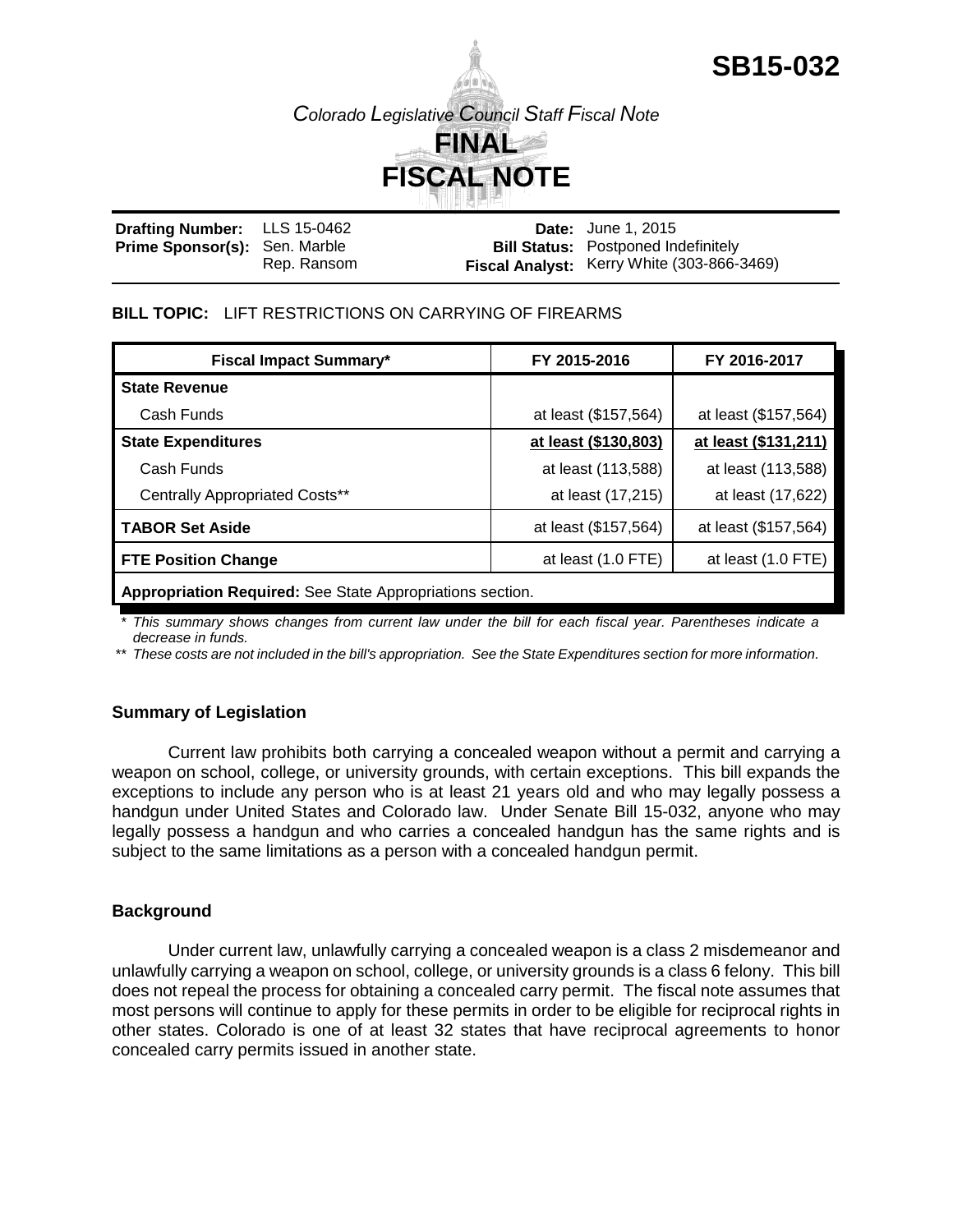# SB15-032

*Colorado Legislative Council Staff Fiscal Note*

# FINAL FISCAL NOTE

| | | | |
|---|---|---|---|
| **Drafting Number:** | LLS 15-0462 | **Date:** | June 1, 2015 |
| **Prime Sponsor(s):** | Sen. Marble<br>Rep. Ransom | **Bill Status:** | Postponed Indefinitely |
| | | **Fiscal Analyst:** | Kerry White (303-866-3469) |

**BILL TOPIC:** LIFT RESTRICTIONS ON CARRYING OF FIREARMS

| Fiscal Impact Summary* | FY 2015-2016 | FY 2016-2017 |
|---|---|---|
| **State Revenue** | | |
| Cash Funds | at least ($157,564) | at least ($157,564) |
| **State Expenditures** | **at least ($130,803)** | **at least ($131,211)** |
| Cash Funds | at least (113,588) | at least (113,588) |
| Centrally Appropriated Costs** | at least (17,215) | at least (17,622) |
| **TABOR Set Aside** | at least ($157,564) | at least ($157,564) |
| **FTE Position Change** | at least (1.0 FTE) | at least (1.0 FTE) |
| **Appropriation Required:** See State Appropriations section. | | |

\* *This summary shows changes from current law under the bill for each fiscal year. Parentheses indicate a decrease in funds.*

\*\* *These costs are not included in the bill's appropriation. See the State Expenditures section for more information.*

### Summary of Legislation

Current law prohibits both carrying a concealed weapon without a permit and carrying a weapon on school, college, or university grounds, with certain exceptions. This bill expands the exceptions to include any person who is at least 21 years old and who may legally possess a handgun under United States and Colorado law. Under Senate Bill 15-032, anyone who may legally possess a handgun and who carries a concealed handgun has the same rights and is subject to the same limitations as a person with a concealed handgun permit.

### Background

Under current law, unlawfully carrying a concealed weapon is a class 2 misdemeanor and unlawfully carrying a weapon on school, college, or university grounds is a class 6 felony. This bill does not repeal the process for obtaining a concealed carry permit. The fiscal note assumes that most persons will continue to apply for these permits in order to be eligible for reciprocal rights in other states. Colorado is one of at least 32 states that have reciprocal agreements to honor concealed carry permits issued in another state.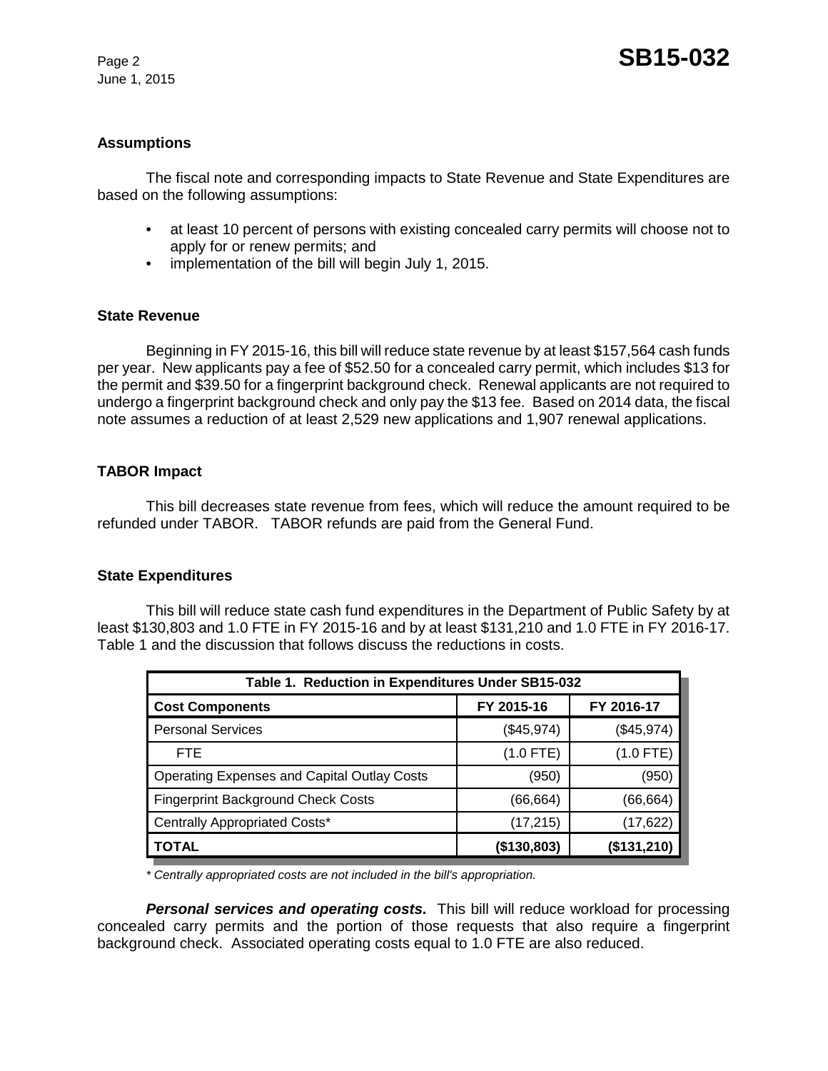## Assumptions

The fiscal note and corresponding impacts to State Revenue and State Expenditures are based on the following assumptions:

- at least 10 percent of persons with existing concealed carry permits will choose not to apply for or renew permits; and
- implementation of the bill will begin July 1, 2015.

## State Revenue

Beginning in FY 2015-16, this bill will reduce state revenue by at least $157,564 cash funds per year. New applicants pay a fee of $52.50 for a concealed carry permit, which includes $13 for the permit and $39.50 for a fingerprint background check. Renewal applicants are not required to undergo a fingerprint background check and only pay the $13 fee. Based on 2014 data, the fiscal note assumes a reduction of at least 2,529 new applications and 1,907 renewal applications.

## TABOR Impact

This bill decreases state revenue from fees, which will reduce the amount required to be refunded under TABOR. TABOR refunds are paid from the General Fund.

## State Expenditures

This bill will reduce state cash fund expenditures in the Department of Public Safety by at least $130,803 and 1.0 FTE in FY 2015-16 and by at least $131,210 and 1.0 FTE in FY 2016-17. Table 1 and the discussion that follows discuss the reductions in costs.

**Table 1. Reduction in Expenditures Under SB15-032**

| Cost Components | FY 2015-16 | FY 2016-17 |
|---|---|---|
| Personal Services | ($45,974) | ($45,974) |
| FTE | (1.0 FTE) | (1.0 FTE) |
| Operating Expenses and Capital Outlay Costs | (950) | (950) |
| Fingerprint Background Check Costs | (66,664) | (66,664) |
| Centrally Appropriated Costs* | (17,215) | (17,622) |
| **TOTAL** | **($130,803)** | **($131,210)** |

*\* Centrally appropriated costs are not included in the bill's appropriation.*

***Personal services and operating costs.*** This bill will reduce workload for processing concealed carry permits and the portion of those requests that also require a fingerprint background check. Associated operating costs equal to 1.0 FTE are also reduced.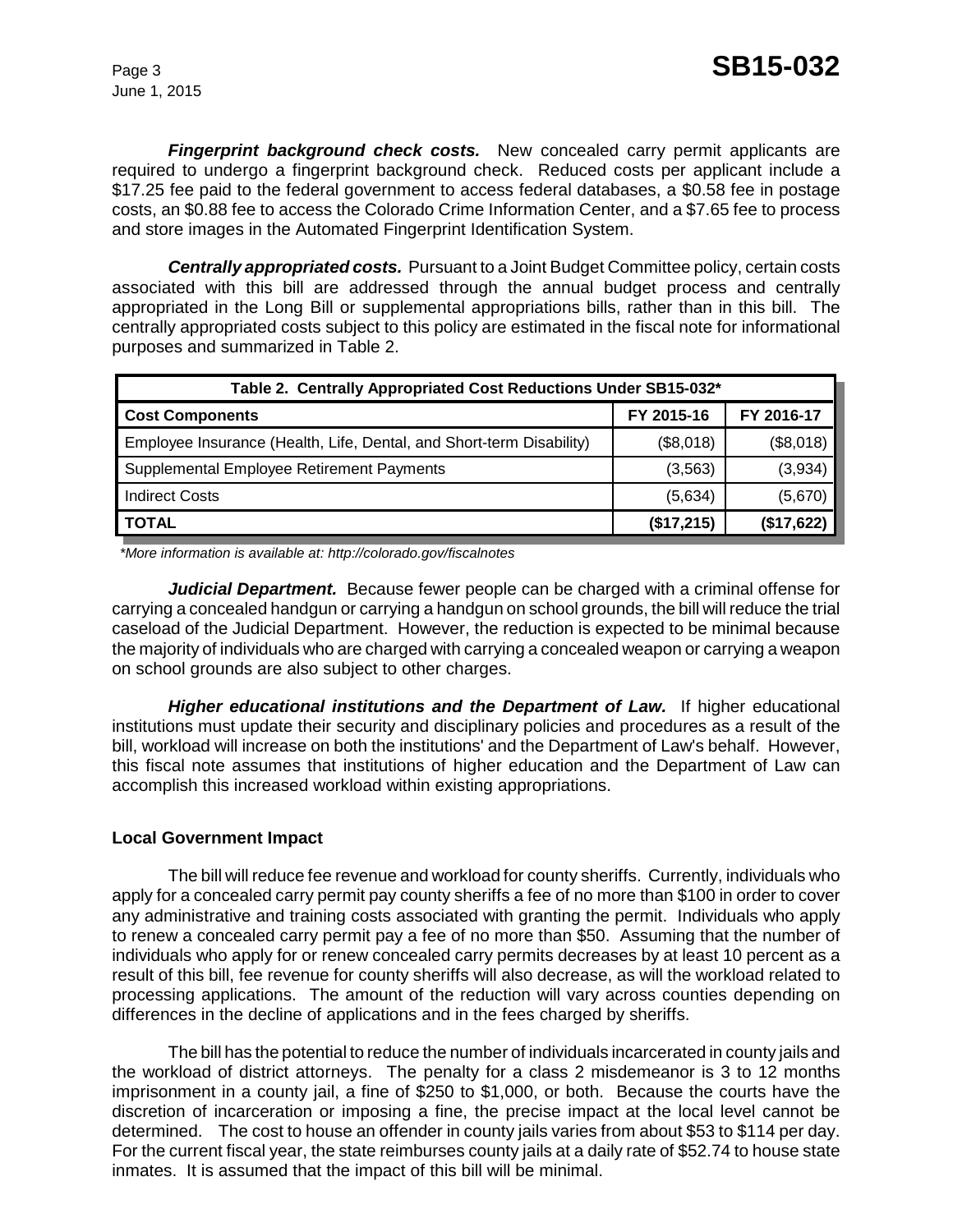***Fingerprint background check costs.*** New concealed carry permit applicants are required to undergo a fingerprint background check. Reduced costs per applicant include a $17.25 fee paid to the federal government to access federal databases, a $0.58 fee in postage costs, an $0.88 fee to access the Colorado Crime Information Center, and a $7.65 fee to process and store images in the Automated Fingerprint Identification System.

***Centrally appropriated costs.*** Pursuant to a Joint Budget Committee policy, certain costs associated with this bill are addressed through the annual budget process and centrally appropriated in the Long Bill or supplemental appropriations bills, rather than in this bill. The centrally appropriated costs subject to this policy are estimated in the fiscal note for informational purposes and summarized in Table 2.

| Table 2. Centrally Appropriated Cost Reductions Under SB15-032* | | |
|---|---|---|
| **Cost Components** | **FY 2015-16** | **FY 2016-17** |
| Employee Insurance (Health, Life, Dental, and Short-term Disability) | ($8,018) | ($8,018) |
| Supplemental Employee Retirement Payments | (3,563) | (3,934) |
| Indirect Costs | (5,634) | (5,670) |
| **TOTAL** | **($17,215)** | **($17,622)** |

*\*More information is available at: http://colorado.gov/fiscalnotes*

***Judicial Department.*** Because fewer people can be charged with a criminal offense for carrying a concealed handgun or carrying a handgun on school grounds, the bill will reduce the trial caseload of the Judicial Department. However, the reduction is expected to be minimal because the majority of individuals who are charged with carrying a concealed weapon or carrying a weapon on school grounds are also subject to other charges.

***Higher educational institutions and the Department of Law.*** If higher educational institutions must update their security and disciplinary policies and procedures as a result of the bill, workload will increase on both the institutions' and the Department of Law's behalf. However, this fiscal note assumes that institutions of higher education and the Department of Law can accomplish this increased workload within existing appropriations.

**Local Government Impact**

The bill will reduce fee revenue and workload for county sheriffs. Currently, individuals who apply for a concealed carry permit pay county sheriffs a fee of no more than $100 in order to cover any administrative and training costs associated with granting the permit. Individuals who apply to renew a concealed carry permit pay a fee of no more than $50. Assuming that the number of individuals who apply for or renew concealed carry permits decreases by at least 10 percent as a result of this bill, fee revenue for county sheriffs will also decrease, as will the workload related to processing applications. The amount of the reduction will vary across counties depending on differences in the decline of applications and in the fees charged by sheriffs.

The bill has the potential to reduce the number of individuals incarcerated in county jails and the workload of district attorneys. The penalty for a class 2 misdemeanor is 3 to 12 months imprisonment in a county jail, a fine of $250 to $1,000, or both. Because the courts have the discretion of incarceration or imposing a fine, the precise impact at the local level cannot be determined. The cost to house an offender in county jails varies from about $53 to $114 per day. For the current fiscal year, the state reimburses county jails at a daily rate of $52.74 to house state inmates. It is assumed that the impact of this bill will be minimal.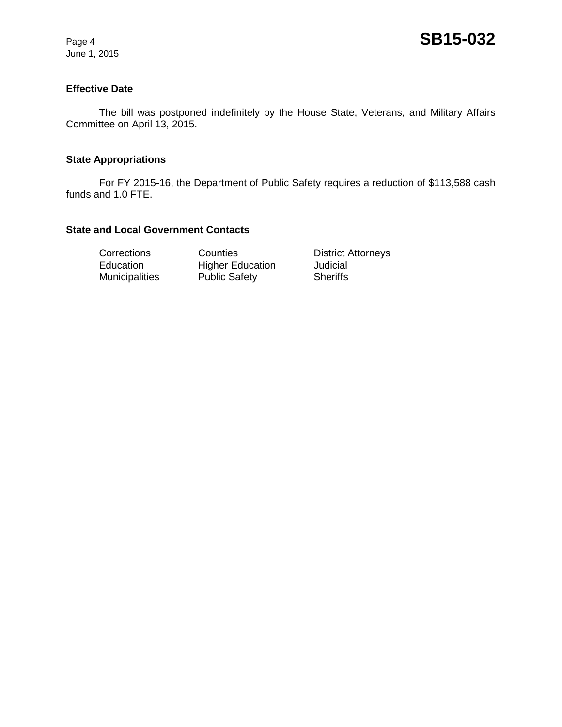**Effective Date**

The bill was postponed indefinitely by the House State, Veterans, and Military Affairs Committee on April 13, 2015.

**State Appropriations**

For FY 2015-16, the Department of Public Safety requires a reduction of $113,588 cash funds and 1.0 FTE.

**State and Local Government Contacts**

| | | |
|---|---|---|
| Corrections | Counties | District Attorneys |
| Education | Higher Education | Judicial |
| Municipalities | Public Safety | Sheriffs |